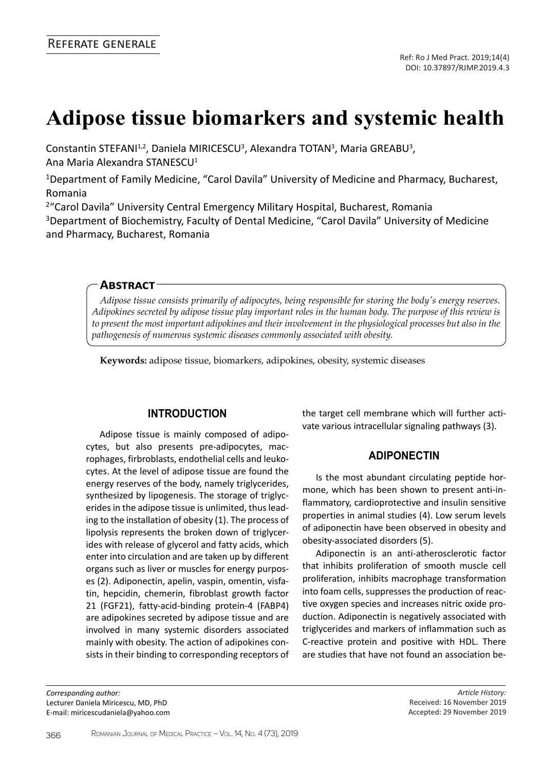Referate generale

Ref: Ro J Med Pract. 2019;14(4)
DOI: 10.37897/RJMP.2019.4.3

# Adipose tissue biomarkers and systemic health

Constantin STEFANI[1,2], Daniela MIRICESCU[3], Alexandra TOTAN[3], Maria GREABU[3], Ana Maria Alexandra STANESCU[1]

[1]Department of Family Medicine, "Carol Davila" University of Medicine and Pharmacy, Bucharest, Romania

[2]"Carol Davila" University Central Emergency Military Hospital, Bucharest, Romania

[3]Department of Biochemistry, Faculty of Dental Medicine, "Carol Davila" University of Medicine and Pharmacy, Bucharest, Romania

## Abstract

*Adipose tissue consists primarily of adipocytes, being responsible for storing the body's energy reserves. Adipokines secreted by adipose tissue play important roles in the human body. The purpose of this review is to present the most important adipokines and their involvement in the physiological processes but also in the pathogenesis of numerous systemic diseases commonly associated with obesity.*

**Keywords:** adipose tissue, biomarkers, adipokines, obesity, systemic diseases

## INTRODUCTION

Adipose tissue is mainly composed of adipocytes, but also presents pre-adipocytes, macrophages, firbroblasts, endothelial cells and leukocytes. At the level of adipose tissue are found the energy reserves of the body, namely triglycerides, synthesized by lipogenesis. The storage of triglycerides in the adipose tissue is unlimited, thus leading to the installation of obesity (1). The process of lipolysis represents the broken down of triglycerides with release of glycerol and fatty acids, which enter into circulation and are taken up by different organs such as liver or muscles for energy purposes (2). Adiponectin, apelin, vaspin, omentin, visfatin, hepcidin, chemerin, fibroblast growth factor 21 (FGF21), fatty-acid-binding protein-4 (FABP4) are adipokines secreted by adipose tissue and are involved in many systemic disorders associated mainly with obesity. The action of adipokines consists in their binding to corresponding receptors of the target cell membrane which will further activate various intracellular signaling pathways (3).

## ADIPONECTIN

Is the most abundant circulating peptide hormone, which has been shown to present anti-inflammatory, cardioprotective and insulin sensitive properties in animal studies (4). Low serum levels of adiponectin have been observed in obesity and obesity-associated disorders (5).

Adiponectin is an anti-atherosclerotic factor that inhibits proliferation of smooth muscle cell proliferation, inhibits macrophage transformation into foam cells, suppresses the production of reactive oxygen species and increases nitric oxide production. Adiponectin is negatively associated with triglycerides and markers of inflammation such as C-reactive protein and positive with HDL. There are studies that have not found an association be-

*Corresponding author:*
Lecturer Daniela Miricescu, MD, PhD
E-mail: miricescudaniela@yahoo.com

*Article History:*
Received: 16 November 2019
Accepted: 29 November 2019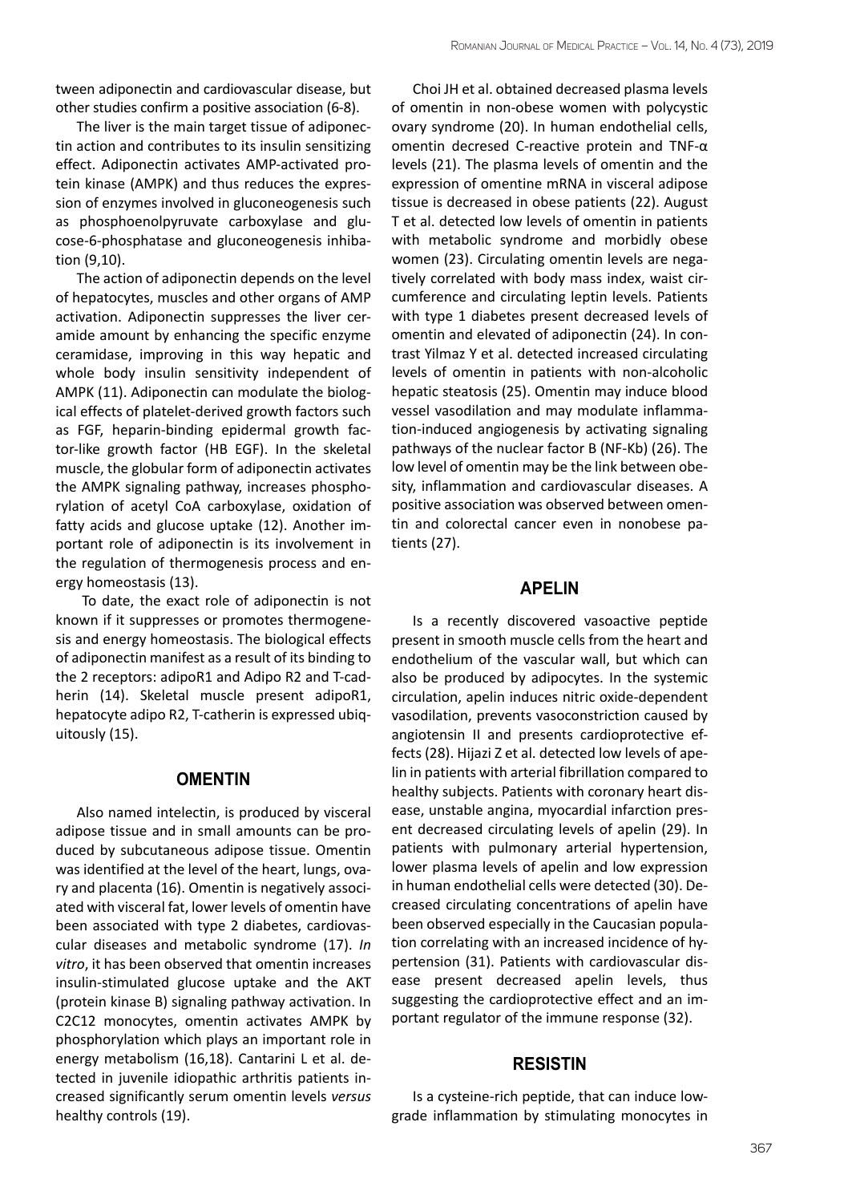tween adiponectin and cardiovascular disease, but other studies confirm a positive association (6-8).

The liver is the main target tissue of adiponectin action and contributes to its insulin sensitizing effect. Adiponectin activates AMP-activated protein kinase (AMPK) and thus reduces the expression of enzymes involved in gluconeogenesis such as phosphoenolpyruvate carboxylase and glucose-6-phosphatase and gluconeogenesis inhibation (9,10).

The action of adiponectin depends on the level of hepatocytes, muscles and other organs of AMP activation. Adiponectin suppresses the liver ceramide amount by enhancing the specific enzyme ceramidase, improving in this way hepatic and whole body insulin sensitivity independent of AMPK (11). Adiponectin can modulate the biological effects of platelet-derived growth factors such as FGF, heparin-binding epidermal growth factor-like growth factor (HB EGF). In the skeletal muscle, the globular form of adiponectin activates the AMPK signaling pathway, increases phosphorylation of acetyl CoA carboxylase, oxidation of fatty acids and glucose uptake (12). Another important role of adiponectin is its involvement in the regulation of thermogenesis process and energy homeostasis (13).

To date, the exact role of adiponectin is not known if it suppresses or promotes thermogenesis and energy homeostasis. The biological effects of adiponectin manifest as a result of its binding to the 2 receptors: adipoR1 and Adipo R2 and T-cadherin (14). Skeletal muscle present adipoR1, hepatocyte adipo R2, T-catherin is expressed ubiquitously (15).

## OMENTIN

Also named intelectin, is produced by visceral adipose tissue and in small amounts can be produced by subcutaneous adipose tissue. Omentin was identified at the level of the heart, lungs, ovary and placenta (16). Omentin is negatively associated with visceral fat, lower levels of omentin have been associated with type 2 diabetes, cardiovascular diseases and metabolic syndrome (17). *In vitro*, it has been observed that omentin increases insulin-stimulated glucose uptake and the AKT (protein kinase B) signaling pathway activation. In C2C12 monocytes, omentin activates AMPK by phosphorylation which plays an important role in energy metabolism (16,18). Cantarini L et al. detected in juvenile idiopathic arthritis patients increased significantly serum omentin levels *versus* healthy controls (19).

Choi JH et al. obtained decreased plasma levels of omentin in non-obese women with polycystic ovary syndrome (20). In human endothelial cells, omentin decresed C-reactive protein and TNF-α levels (21). The plasma levels of omentin and the expression of omentine mRNA in visceral adipose tissue is decreased in obese patients (22). August T et al. detected low levels of omentin in patients with metabolic syndrome and morbidly obese women (23). Circulating omentin levels are negatively correlated with body mass index, waist circumference and circulating leptin levels. Patients with type 1 diabetes present decreased levels of omentin and elevated of adiponectin (24). In contrast Yilmaz Y et al. detected increased circulating levels of omentin in patients with non-alcoholic hepatic steatosis (25). Omentin may induce blood vessel vasodilation and may modulate inflammation-induced angiogenesis by activating signaling pathways of the nuclear factor B (NF-Kb) (26). The low level of omentin may be the link between obesity, inflammation and cardiovascular diseases. A positive association was observed between omentin and colorectal cancer even in nonobese patients (27).

## APELIN

Is a recently discovered vasoactive peptide present in smooth muscle cells from the heart and endothelium of the vascular wall, but which can also be produced by adipocytes. In the systemic circulation, apelin induces nitric oxide-dependent vasodilation, prevents vasoconstriction caused by angiotensin II and presents cardioprotective effects (28). Hijazi Z et al. detected low levels of apelin in patients with arterial fibrillation compared to healthy subjects. Patients with coronary heart disease, unstable angina, myocardial infarction present decreased circulating levels of apelin (29). In patients with pulmonary arterial hypertension, lower plasma levels of apelin and low expression in human endothelial cells were detected (30). Decreased circulating concentrations of apelin have been observed especially in the Caucasian population correlating with an increased incidence of hypertension (31). Patients with cardiovascular disease present decreased apelin levels, thus suggesting the cardioprotective effect and an important regulator of the immune response (32).

## RESISTIN

Is a cysteine-rich peptide, that can induce low-grade inflammation by stimulating monocytes in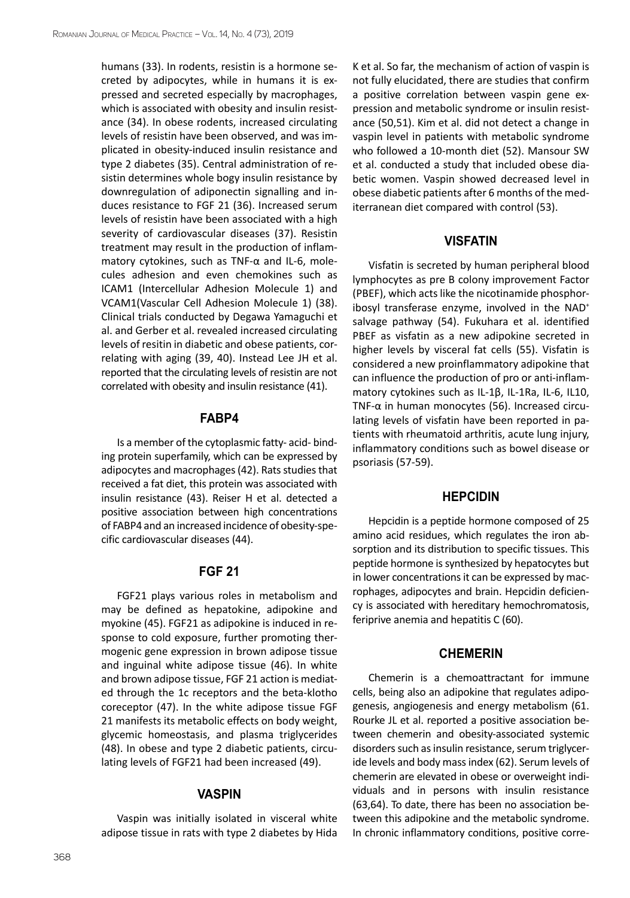humans (33). In rodents, resistin is a hormone secreted by adipocytes, while in humans it is expressed and secreted especially by macrophages, which is associated with obesity and insulin resistance (34). In obese rodents, increased circulating levels of resistin have been observed, and was implicated in obesity-induced insulin resistance and type 2 diabetes (35). Central administration of resistin determines whole bogy insulin resistance by downregulation of adiponectin signalling and induces resistance to FGF 21 (36). Increased serum levels of resistin have been associated with a high severity of cardiovascular diseases (37). Resistin treatment may result in the production of inflammatory cytokines, such as TNF-α and IL-6, molecules adhesion and even chemokines such as ICAM1 (Intercellular Adhesion Molecule 1) and VCAM1(Vascular Cell Adhesion Molecule 1) (38). Clinical trials conducted by Degawa Yamaguchi et al. and Gerber et al. revealed increased circulating levels of resitin in diabetic and obese patients, correlating with aging (39, 40). Instead Lee JH et al. reported that the circulating levels of resistin are not correlated with obesity and insulin resistance (41).

## FABP4

Is a member of the cytoplasmic fatty- acid- binding protein superfamily, which can be expressed by adipocytes and macrophages (42). Rats studies that received a fat diet, this protein was associated with insulin resistance (43). Reiser H et al. detected a positive association between high concentrations of FABP4 and an increased incidence of obesity-specific cardiovascular diseases (44).

## FGF 21

FGF21 plays various roles in metabolism and may be defined as hepatokine, adipokine and myokine (45). FGF21 as adipokine is induced in response to cold exposure, further promoting thermogenic gene expression in brown adipose tissue and inguinal white adipose tissue (46). In white and brown adipose tissue, FGF 21 action is mediated through the 1c receptors and the beta-klotho coreceptor (47). In the white adipose tissue FGF 21 manifests its metabolic effects on body weight, glycemic homeostasis, and plasma triglycerides (48). In obese and type 2 diabetic patients, circulating levels of FGF21 had been increased (49).

## VASPIN

Vaspin was initially isolated in visceral white adipose tissue in rats with type 2 diabetes by Hida K et al. So far, the mechanism of action of vaspin is not fully elucidated, there are studies that confirm a positive correlation between vaspin gene expression and metabolic syndrome or insulin resistance (50,51). Kim et al. did not detect a change in vaspin level in patients with metabolic syndrome who followed a 10-month diet (52). Mansour SW et al. conducted a study that included obese diabetic women. Vaspin showed decreased level in obese diabetic patients after 6 months of the mediterranean diet compared with control (53).

## VISFATIN

Visfatin is secreted by human peripheral blood lymphocytes as pre B colony improvement Factor (PBEF), which acts like the nicotinamide phosphoribosyl transferase enzyme, involved in the $NAD^+$ salvage pathway (54). Fukuhara et al. identified PBEF as visfatin as a new adipokine secreted in higher levels by visceral fat cells (55). Visfatin is considered a new proinflammatory adipokine that can influence the production of pro or anti-inflammatory cytokines such as IL-1β, IL-1Ra, IL-6, IL10, TNF-α in human monocytes (56). Increased circulating levels of visfatin have been reported in patients with rheumatoid arthritis, acute lung injury, inflammatory conditions such as bowel disease or psoriasis (57-59).

## HEPCIDIN

Hepcidin is a peptide hormone composed of 25 amino acid residues, which regulates the iron absorption and its distribution to specific tissues. This peptide hormone is synthesized by hepatocytes but in lower concentrations it can be expressed by macrophages, adipocytes and brain. Hepcidin deficiency is associated with hereditary hemochromatosis, feriprive anemia and hepatitis C (60).

## CHEMERIN

Chemerin is a chemoattractant for immune cells, being also an adipokine that regulates adipogenesis, angiogenesis and energy metabolism (61. Rourke JL et al. reported a positive association between chemerin and obesity-associated systemic disorders such as insulin resistance, serum triglyceride levels and body mass index (62). Serum levels of chemerin are elevated in obese or overweight individuals and in persons with insulin resistance (63,64). To date, there has been no association between this adipokine and the metabolic syndrome. In chronic inflammatory conditions, positive corre-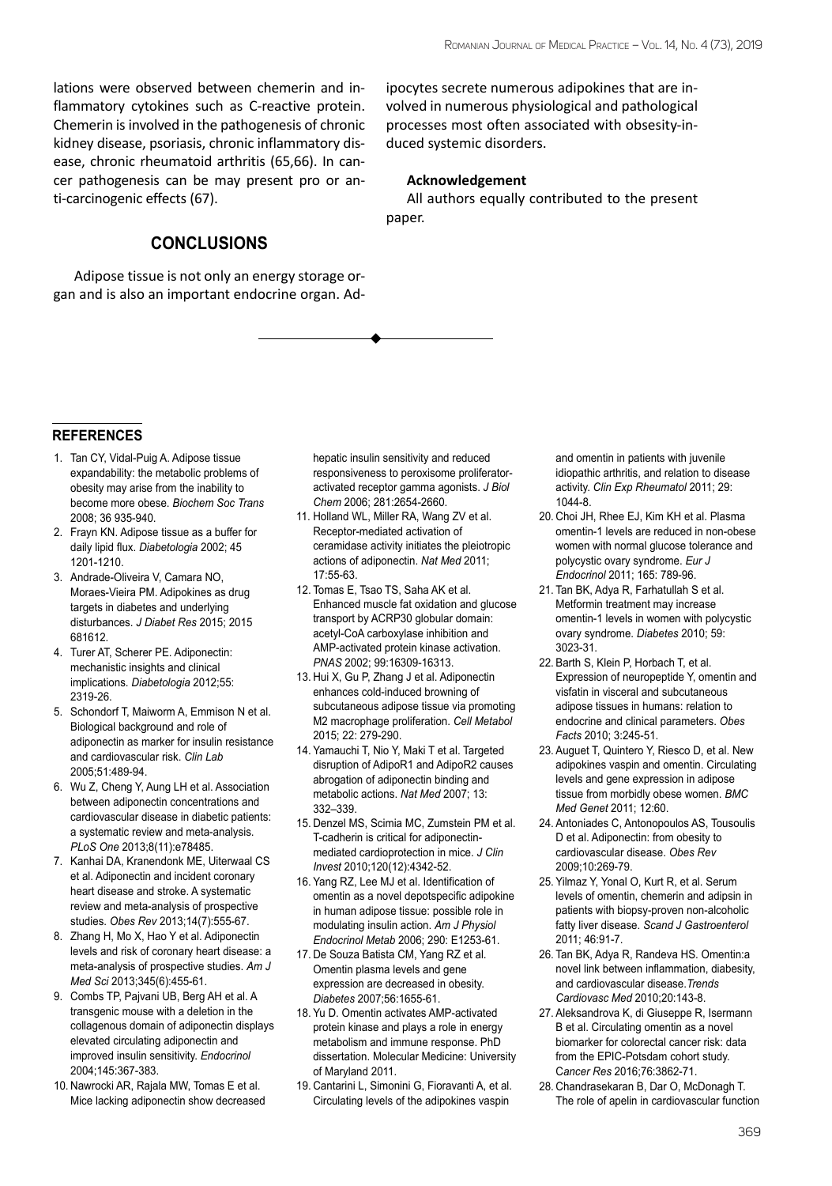lations were observed between chemerin and inflammatory cytokines such as C-reactive protein. Chemerin is involved in the pathogenesis of chronic kidney disease, psoriasis, chronic inflammatory disease, chronic rheumatoid arthritis (65,66). In cancer pathogenesis can be may present pro or anti-carcinogenic effects (67).

## CONCLUSIONS

Adipose tissue is not only an energy storage organ and is also an important endocrine organ. Adipocytes secrete numerous adipokines that are involved in numerous physiological and pathological processes most often associated with obesity-induced systemic disorders.

**Acknowledgement**

All authors equally contributed to the present paper.

## REFERENCES

1. Tan CY, Vidal-Puig A. Adipose tissue expandability: the metabolic problems of obesity may arise from the inability to become more obese. *Biochem Soc Trans* 2008; 36 935-940.
2. Frayn KN. Adipose tissue as a buffer for daily lipid flux. *Diabetologia* 2002; 45 1201-1210.
3. Andrade-Oliveira V, Camara NO, Moraes-Vieira PM. Adipokines as drug targets in diabetes and underlying disturbances. *J Diabet Res* 2015; 2015 681612.
4. Turer AT, Scherer PE. Adiponectin: mechanistic insights and clinical implications. *Diabetologia* 2012;55: 2319-26.
5. Schondorf T, Maiworm A, Emmison N et al. Biological background and role of adiponectin as marker for insulin resistance and cardiovascular risk. *Clin Lab* 2005;51:489-94.
6. Wu Z, Cheng Y, Aung LH et al. Association between adiponectin concentrations and cardiovascular disease in diabetic patients: a systematic review and meta-analysis. *PLoS One* 2013;8(11):e78485.
7. Kanhai DA, Kranendonk ME, Uiterwaal CS et al. Adiponectin and incident coronary heart disease and stroke. A systematic review and meta-analysis of prospective studies. *Obes Rev* 2013;14(7):555-67.
8. Zhang H, Mo X, Hao Y et al. Adiponectin levels and risk of coronary heart disease: a meta-analysis of prospective studies. *Am J Med Sci* 2013;345(6):455-61.
9. Combs TP, Pajvani UB, Berg AH et al. A transgenic mouse with a deletion in the collagenous domain of adiponectin displays elevated circulating adiponectin and improved insulin sensitivity. *Endocrinol* 2004;145:367-383.
10. Nawrocki AR, Rajala MW, Tomas E et al. Mice lacking adiponectin show decreased hepatic insulin sensitivity and reduced responsiveness to peroxisome proliferator-activated receptor gamma agonists. *J Biol Chem* 2006; 281:2654-2660.
11. Holland WL, Miller RA, Wang ZV et al. Receptor-mediated activation of ceramidase activity initiates the pleiotropic actions of adiponectin. *Nat Med* 2011; 17:55-63.
12. Tomas E, Tsao TS, Saha AK et al. Enhanced muscle fat oxidation and glucose transport by ACRP30 globular domain: acetyl-CoA carboxylase inhibition and AMP-activated protein kinase activation. *PNAS* 2002; 99:16309-16313.
13. Hui X, Gu P, Zhang J et al. Adiponectin enhances cold-induced browning of subcutaneous adipose tissue via promoting M2 macrophage proliferation. *Cell Metabol* 2015; 22: 279-290.
14. Yamauchi T, Nio Y, Maki T et al. Targeted disruption of AdipoR1 and AdipoR2 causes abrogation of adiponectin binding and metabolic actions. *Nat Med* 2007; 13: 332–339.
15. Denzel MS, Scimia MC, Zumstein PM et al. T-cadherin is critical for adiponectin-mediated cardioprotection in mice. *J Clin Invest* 2010;120(12):4342-52.
16. Yang RZ, Lee MJ et al. Identification of omentin as a novel depotspecific adipokine in human adipose tissue: possible role in modulating insulin action. *Am J Physiol Endocrinol Metab* 2006; 290: E1253-61.
17. De Souza Batista CM, Yang RZ et al. Omentin plasma levels and gene expression are decreased in obesity. *Diabetes* 2007;56:1655-61.
18. Yu D. Omentin activates AMP-activated protein kinase and plays a role in energy metabolism and immune response. PhD dissertation. Molecular Medicine: University of Maryland 2011.
19. Cantarini L, Simonini G, Fioravanti A, et al. Circulating levels of the adipokines vaspin and omentin in patients with juvenile idiopathic arthritis, and relation to disease activity. *Clin Exp Rheumatol* 2011; 29: 1044-8.
20. Choi JH, Rhee EJ, Kim KH et al. Plasma omentin-1 levels are reduced in non-obese women with normal glucose tolerance and polycystic ovary syndrome. *Eur J Endocrinol* 2011; 165: 789-96.
21. Tan BK, Adya R, Farhatullah S et al. Metformin treatment may increase omentin-1 levels in women with polycystic ovary syndrome. *Diabetes* 2010; 59: 3023-31.
22. Barth S, Klein P, Horbach T, et al. Expression of neuropeptide Y, omentin and visfatin in visceral and subcutaneous adipose tissues in humans: relation to endocrine and clinical parameters. *Obes Facts* 2010; 3:245-51.
23. Auguet T, Quintero Y, Riesco D, et al. New adipokines vaspin and omentin. Circulating levels and gene expression in adipose tissue from morbidly obese women. *BMC Med Genet* 2011; 12:60.
24. Antoniades C, Antonopoulos AS, Tousoulis D et al. Adiponectin: from obesity to cardiovascular disease. *Obes Rev* 2009;10:269-79.
25. Yilmaz Y, Yonal O, Kurt R, et al. Serum levels of omentin, chemerin and adipsin in patients with biopsy-proven non-alcoholic fatty liver disease. *Scand J Gastroenterol* 2011; 46:91-7.
26. Tan BK, Adya R, Randeva HS. Omentin:a novel link between inflammation, diabesity, and cardiovascular disease.*Trends Cardiovasc Med* 2010;20:143-8.
27. Aleksandrova K, di Giuseppe R, Isermann B et al. Circulating omentin as a novel biomarker for colorectal cancer risk: data from the EPIC-Potsdam cohort study. *Cancer Res* 2016;76:3862-71.
28. Chandrasekaran B, Dar O, McDonagh T. The role of apelin in cardiovascular function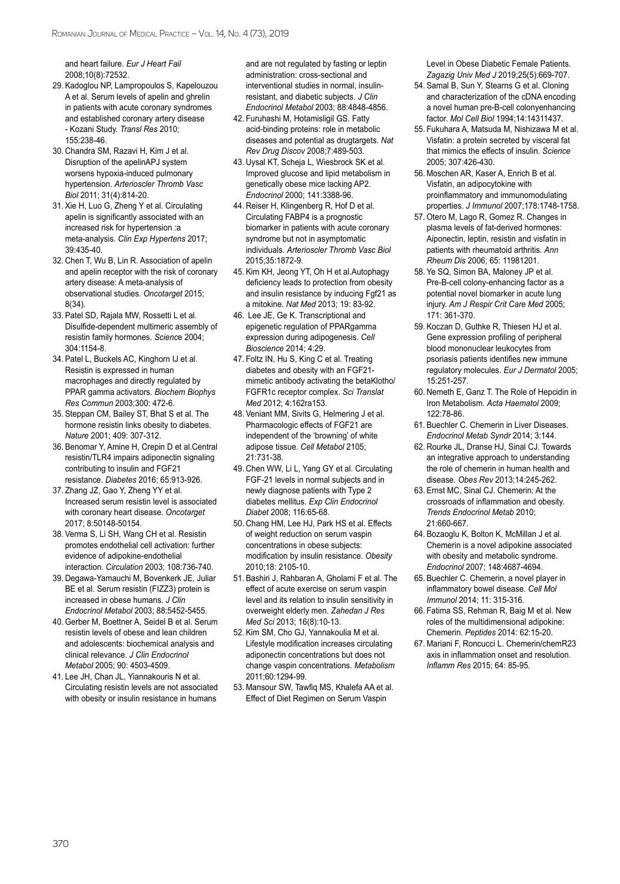and heart failure. *Eur J Heart Fail* 2008;10(8):72532.

29. Kadoglou NP, Lampropoulos S, Kapelouzou A et al. Serum levels of apelin and ghrelin in patients with acute coronary syndromes and established coronary artery disease - Kozani Study. *Transl Res* 2010; 155:238-46.
30. Chandra SM, Razavi H, Kim J et al. Disruption of the apelinAPJ system worsens hypoxia-induced pulmonary hypertension. *Arterioscler Thromb Vasc Biol* 2011; 31(4):814-20.
31. Xie H, Luo G, Zheng Y et al. Circulating apelin is significantly associated with an increased risk for hypertension :a meta-analysis. *Clin Exp Hypertens* 2017; 39:435-40.
32. Chen T, Wu B, Lin R. Association of apelin and apelin receptor with the risk of coronary artery disease: A meta-analysis of observational studies. *Oncotarget* 2015; 8(34).
33. Patel SD, Rajala MW, Rossetti L et al. Disulfide-dependent multimeric assembly of resistin family hormones. *Science* 2004; 304:1154-8.
34. Patel L, Buckels AC, Kinghorn IJ et al. Resistin is expressed in human macrophages and directly regulated by PPAR gamma activators. *Biochem Biophys Res Commun* 2003;300: 472-6.
35. Steppan CM, Bailey ST, Bhat S et al. The hormone resistin links obesity to diabetes. *Nature* 2001; 409: 307-312.
36. Benomar Y, Amine H, Crepin D et al.Central resistin/TLR4 impairs adiponectin signaling contributing to insulin and FGF21 resistance. *Diabetes* 2016; 65:913-926.
37. Zhang JZ, Gao Y, Zheng YY et al. Increased serum resistin level is associated with coronary heart disease. *Oncotarget* 2017; 8:50148-50154.
38. Verma S, Li SH, Wang CH et al. Resistin promotes endothelial cell activation: further evidence of adipokine-endothelial interaction. *Circulation* 2003; 108:736-740.
39. Degawa-Yamauchi M, Bovenkerk JE, Juliar BE et al. Serum resistin (FIZZ3) protein is increased in obese humans. *J Clin Endocrinol Metabol* 2003; 88:5452-5455.
40. Gerber M, Boettner A, Seidel B et al. Serum resistin levels of obese and lean children and adolescents: biochemical analysis and clinical relevance. *J Clin Endocrinol Metabol* 2005; 90: 4503-4509.
41. Lee JH, Chan JL, Yiannakouris N et al. Circulating resistin levels are not associated with obesity or insulin resistance in humans and are not regulated by fasting or leptin administration: cross-sectional and interventional studies in normal, insulin-resistant, and diabetic subjects. *J Clin Endocrinol Metabol* 2003; 88:4848-4856.
42. Furuhashi M, Hotamisligil GS. Fatty acid-binding proteins: role in metabolic diseases and potential as drugtargets. *Nat Rev Drug Discov* 2008;7:489-503.
43. Uysal KT, Scheja L, Wiesbrock SK et al. Improved glucose and lipid metabolism in genetically obese mice lacking AP2. *Endocrinol* 2000; 141:3388-96.
44. Reiser H, Klingenberg R, Hof D et al. Circulating FABP4 is a prognostic biomarker in patients with acute coronary syndrome but not in asymptomatic individuals. *Arterioscler Thromb Vasc Biol* 2015;35:1872-9.
45. Kim KH, Jeong YT, Oh H et al.Autophagy deficiency leads to protection from obesity and insulin resistance by inducing Fgf21 as a mitokine. *Nat Med* 2013; 19: 83-92.
46. Lee JE, Ge K. Transcriptional and epigenetic regulation of PPARgamma expression during adipogenesis. *Cell Bioscience* 2014; 4:29.
47. Foltz IN, Hu S, King C et al. Treating diabetes and obesity with an FGF21-mimetic antibody activating the betaKlotho/ FGFR1c receptor complex. *Sci Translat Med* 2012; 4:162ra153.
48. Veniant MM, Sivits G, Helmering J et al. Pharmacologic effects of FGF21 are independent of the 'browning' of white adipose tissue. *Cell Metabol* 2105; 21:731-38.
49. Chen WW, Li L, Yang GY et al. Circulating FGF-21 levels in normal subjects and in newly diagnose patients with Type 2 diabetes mellitus. *Exp Clin Endocrinol Diabet* 2008; 116:65-68.
50. Chang HM, Lee HJ, Park HS et al. Effects of weight reduction on serum vaspin concentrations in obese subjects: modification by insulin resistance. *Obesity* 2010;18: 2105-10.
51. Bashiri J, Rahbaran A, Gholami F et al. The effect of acute exercise on serum vaspin level and its relation to insulin sensitivity in overweight elderly men. *Zahedan J Res Med Sci* 2013; 16(8):10-13.
52. Kim SM, Cho GJ, Yannakoulia M et al. Lifestyle modification increases circulating adiponectin concentrations but does not change vaspin concentrations. *Metabolism* 2011;60:1294-99.
53. Mansour SW, Tawfiq MS, Khalefa AA et al. Effect of Diet Regimen on Serum Vaspin Level in Obese Diabetic Female Patients. *Zagazig Univ Med J* 2019;25(5):669-707.
54. Samal B, Sun Y, Stearns G et al. Cloning and characterization of the cDNA encoding a novel human pre-B-cell colonyenhancing factor. *Mol Cell Biol* 1994;14:14311437.
55. Fukuhara A, Matsuda M, Nishizawa M et al. Visfatin: a protein secreted by visceral fat that mimics the effects of insulin. *Science* 2005; 307:426-430.
56. Moschen AR, Kaser A, Enrich B et al. Visfatin, an adipocytokine with proinflammatory and immunomodulating properties. *J Immunol* 2007;178:1748-1758.
57. Otero M, Lago R, Gomez R. Changes in plasma levels of fat-derived hormones: Aiponectin, leptin, resistin and visfatin in patients with rheumatoid arthritis. *Ann Rheum Dis* 2006; 65: 11981201.
58. Ye SQ, Simon BA, Maloney JP et al. Pre-B-cell colony-enhancing factor as a potential novel biomarker in acute lung injury. *Am J Respir Crit Care Med* 2005; 171: 361-370.
59. Koczan D, Guthke R, Thiesen HJ et al. Gene expression profiling of peripheral blood mononuclear leukocytes from psoriasis patients identifies new immune regulatory molecules. *Eur J Dermatol* 2005; 15:251-257.
60. Nemeth E, Ganz T. The Role of Hepcidin in Iron Metabolism. *Acta Haematol* 2009; 122:78-86.
61. Buechler C. Chemerin in Liver Diseases. *Endocrinol Metab Syndr* 2014; 3:144.
62. Rourke JL, Dranse HJ, Sinal CJ. Towards an integrative approach to understanding the role of chemerin in human health and disease. *Obes Rev* 2013;14:245-262.
63. Ernst MC, Sinal CJ. Chemerin: At the crossroads of inflammation and obesity. *Trends Endocrinol Metab* 2010; 21:660-667.
64. Bozaoglu K, Bolton K, McMillan J et al. Chemerin is a novel adipokine associated with obesity and metabolic syndrome. *Endocrinol* 2007; 148:4687-4694.
65. Buechler C. Chemerin, a novel player in inflammatory bowel disease. *Cell Mol Immunol* 2014; 11: 315-316.
66. Fatima SS, Rehman R, Baig M et al. New roles of the multidimensional adipokine: Chemerin. *Peptides* 2014: 62:15-20.
67. Mariani F, Roncucci L. Chemerin/chemR23 axis in inflammation onset and resolution. *Inflamm Res* 2015; 64: 85-95.